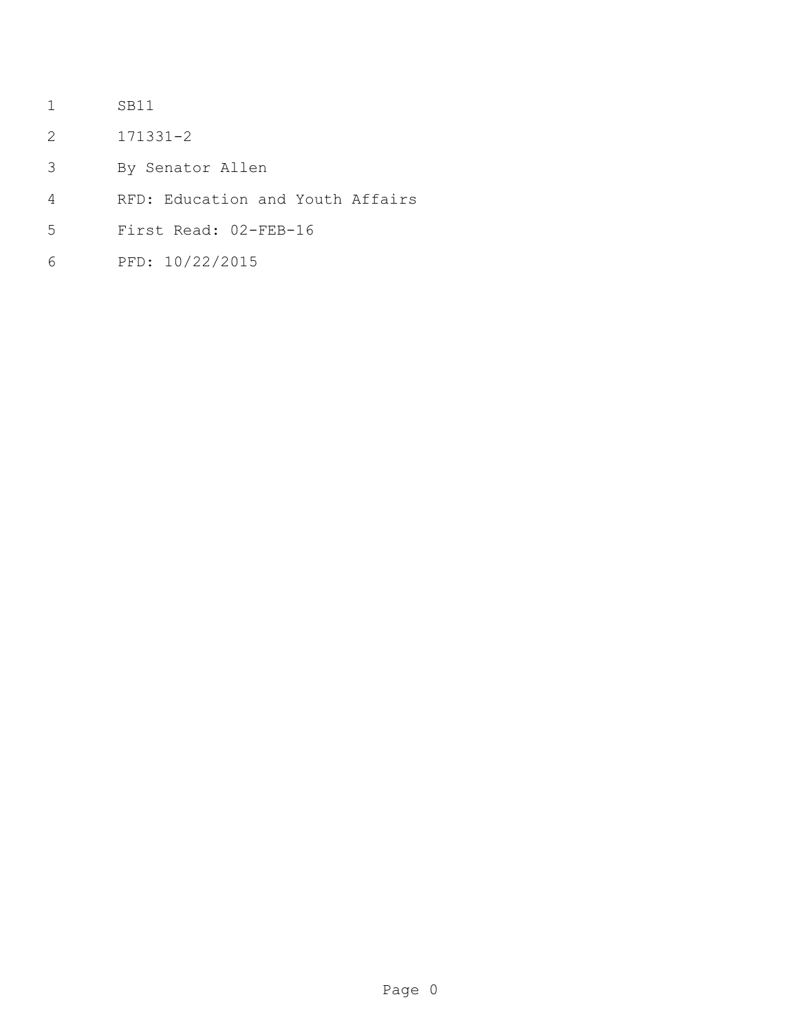SB11

171331-2

By Senator Allen

RFD: Education and Youth Affairs

First Read: 02-FEB-16

PFD: 10/22/2015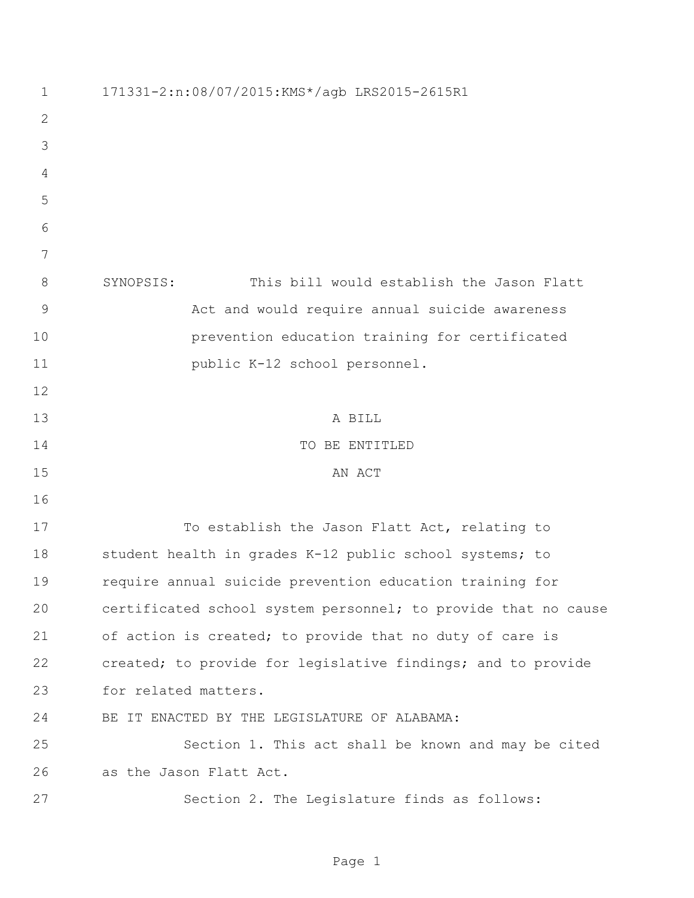171331-2:n:08/07/2015:KMS*/agb LRS2015-2615R1

SYNOPSIS: This bill would establish the Jason Flatt Act and would require annual suicide awareness prevention education training for certificated public K-12 school personnel.

A BILL

TO BE ENTITLED

AN ACT

To establish the Jason Flatt Act, relating to student health in grades K-12 public school systems; to require annual suicide prevention education training for certificated school system personnel; to provide that no cause of action is created; to provide that no duty of care is created; to provide for legislative findings; and to provide for related matters.

BE IT ENACTED BY THE LEGISLATURE OF ALABAMA:

Section 1. This act shall be known and may be cited as the Jason Flatt Act.

Section 2. The Legislature finds as follows: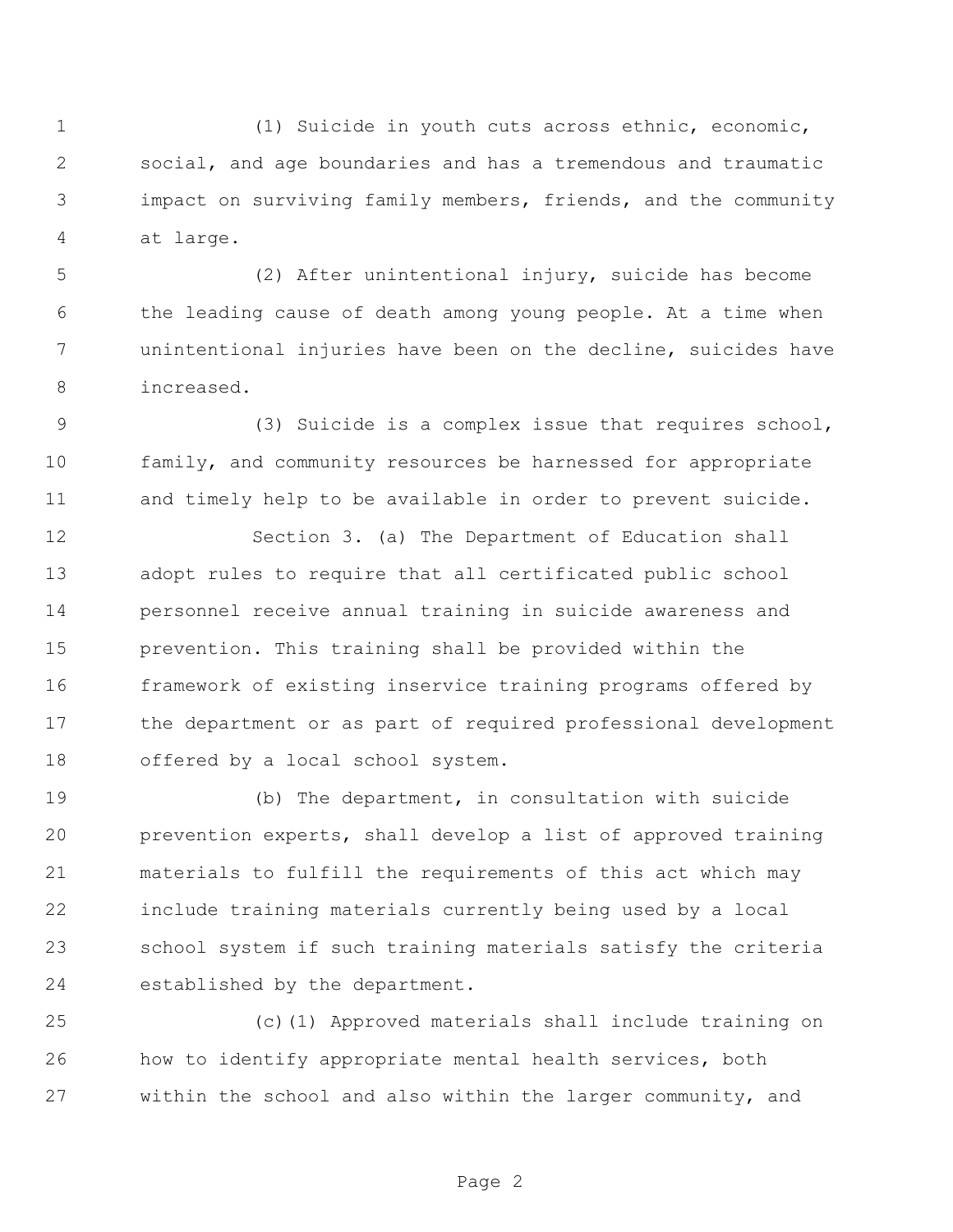(1) Suicide in youth cuts across ethnic, economic, social, and age boundaries and has a tremendous and traumatic impact on surviving family members, friends, and the community at large.

(2) After unintentional injury, suicide has become the leading cause of death among young people. At a time when unintentional injuries have been on the decline, suicides have increased.

(3) Suicide is a complex issue that requires school, family, and community resources be harnessed for appropriate and timely help to be available in order to prevent suicide.

Section 3. (a) The Department of Education shall adopt rules to require that all certificated public school personnel receive annual training in suicide awareness and prevention. This training shall be provided within the framework of existing inservice training programs offered by the department or as part of required professional development offered by a local school system.

(b) The department, in consultation with suicide prevention experts, shall develop a list of approved training materials to fulfill the requirements of this act which may include training materials currently being used by a local school system if such training materials satisfy the criteria established by the department.

(c)(1) Approved materials shall include training on how to identify appropriate mental health services, both within the school and also within the larger community, and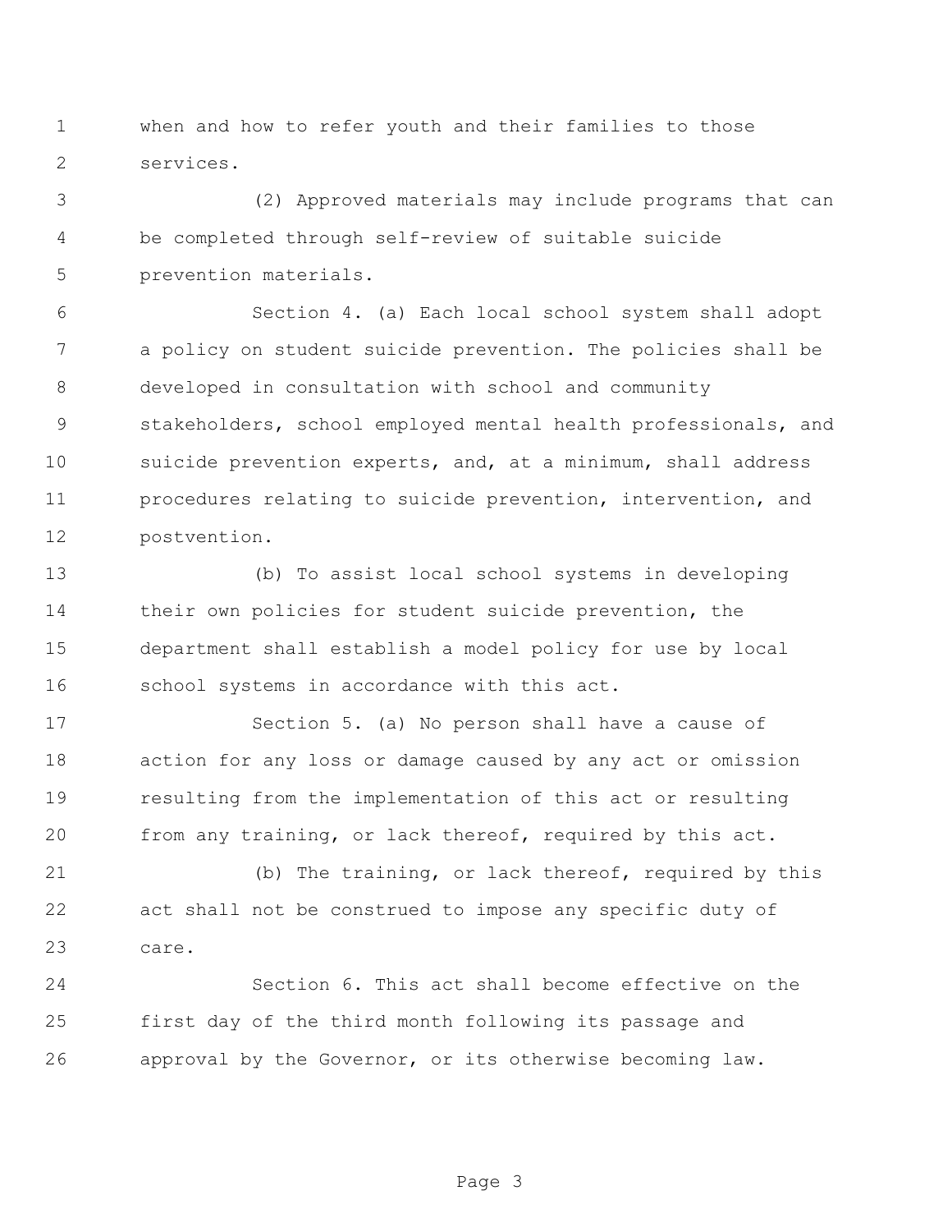when and how to refer youth and their families to those services.

(2) Approved materials may include programs that can be completed through self-review of suitable suicide prevention materials.

Section 4. (a) Each local school system shall adopt a policy on student suicide prevention. The policies shall be developed in consultation with school and community stakeholders, school employed mental health professionals, and suicide prevention experts, and, at a minimum, shall address procedures relating to suicide prevention, intervention, and postvention.

(b) To assist local school systems in developing their own policies for student suicide prevention, the department shall establish a model policy for use by local school systems in accordance with this act.

Section 5. (a) No person shall have a cause of action for any loss or damage caused by any act or omission resulting from the implementation of this act or resulting from any training, or lack thereof, required by this act.

(b) The training, or lack thereof, required by this act shall not be construed to impose any specific duty of care.

Section 6. This act shall become effective on the first day of the third month following its passage and approval by the Governor, or its otherwise becoming law.